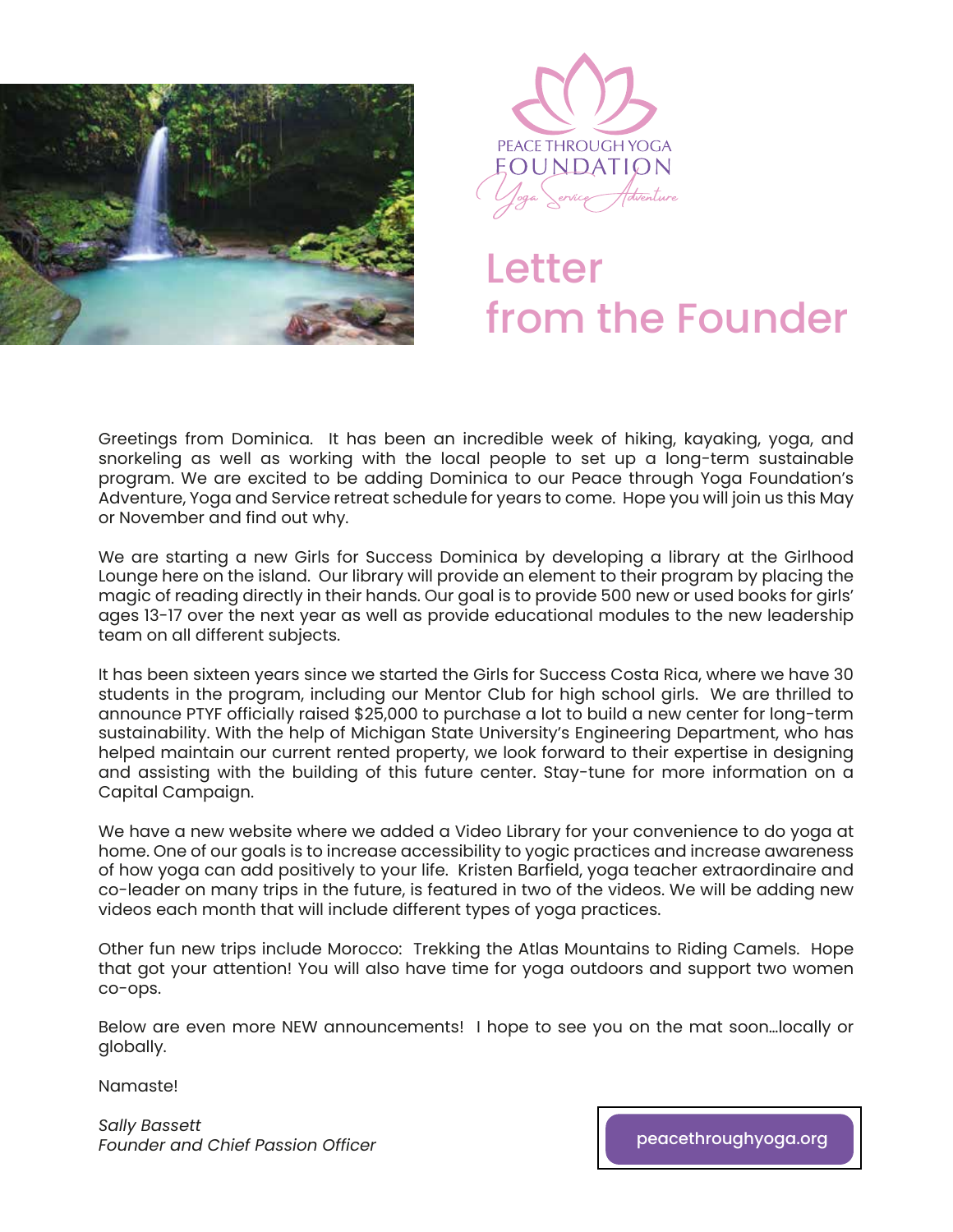PEACE THROUGH YOGA FOUNDATION

Yoga Service Adventure

# Letter from the Founder

Greetings from Dominica. It has been an incredible week of hiking, kayaking, yoga, and snorkeling as well as working with the local people to set up a long-term sustainable program. We are excited to be adding Dominica to our Peace through Yoga Foundation's Adventure, Yoga and Service retreat schedule for years to come. Hope you will join us this May or November and find out why.

We are starting a new Girls for Success Dominica by developing a library at the Girlhood Lounge here on the island. Our library will provide an element to their program by placing the magic of reading directly in their hands. Our goal is to provide 500 new or used books for girls' ages 13-17 over the next year as well as provide educational modules to the new leadership team on all different subjects.

It has been sixteen years since we started the Girls for Success Costa Rica, where we have 30 students in the program, including our Mentor Club for high school girls. We are thrilled to announce PTYF officially raised $25,000 to purchase a lot to build a new center for long-term sustainability. With the help of Michigan State University's Engineering Department, who has helped maintain our current rented property, we look forward to their expertise in designing and assisting with the building of this future center. Stay-tune for more information on a Capital Campaign.

We have a new website where we added a Video Library for your convenience to do yoga at home. One of our goals is to increase accessibility to yogic practices and increase awareness of how yoga can add positively to your life. Kristen Barfield, yoga teacher extraordinaire and co-leader on many trips in the future, is featured in two of the videos. We will be adding new videos each month that will include different types of yoga practices.

Other fun new trips include Morocco: Trekking the Atlas Mountains to Riding Camels. Hope that got your attention! You will also have time for yoga outdoors and support two women co-ops.

Below are even more NEW announcements! I hope to see you on the mat soon…locally or globally.

Namaste!

*Sally Bassett*
*Founder and Chief Passion Officer*

peacethroughyoga.org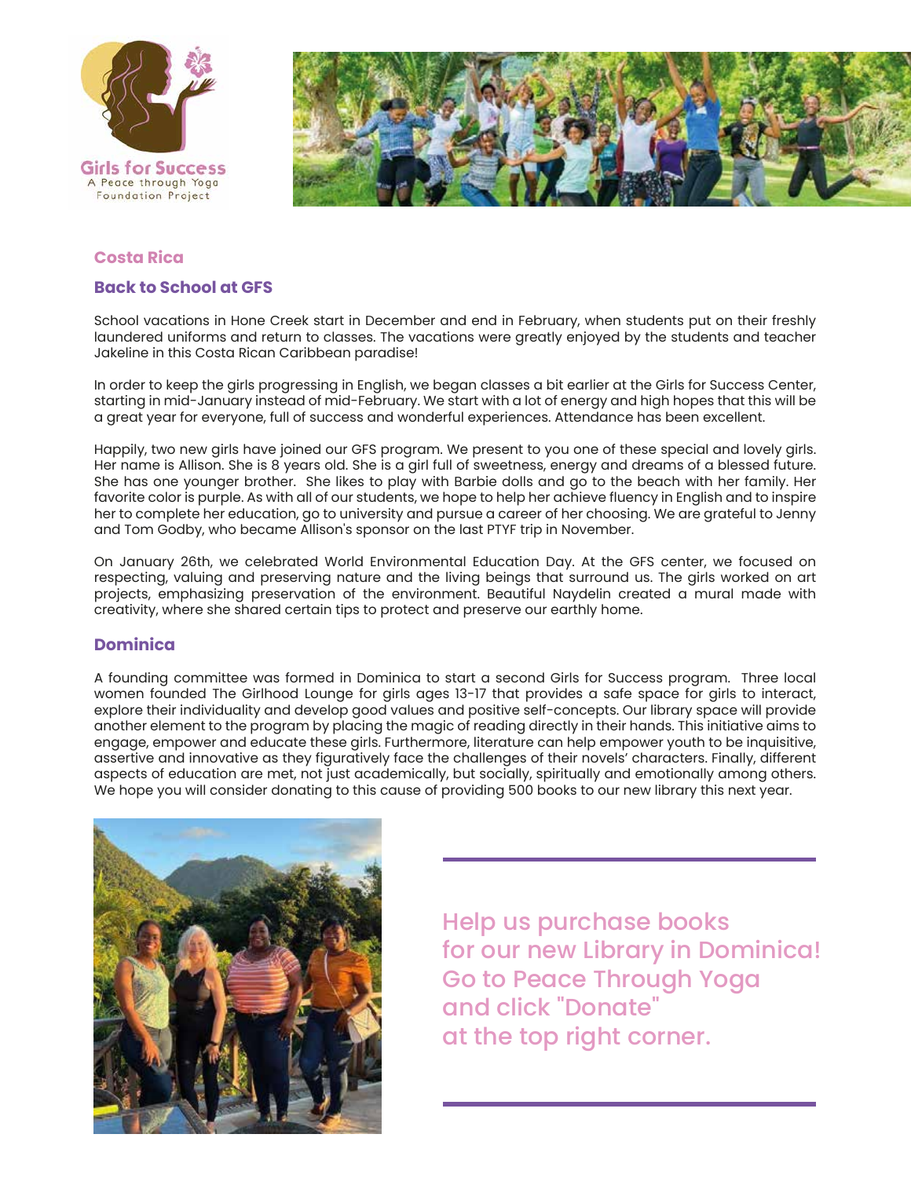Girls for Success

A Peace through Yoga Foundation Project

## Costa Rica

### Back to School at GFS

School vacations in Hone Creek start in December and end in February, when students put on their freshly laundered uniforms and return to classes. The vacations were greatly enjoyed by the students and teacher Jakeline in this Costa Rican Caribbean paradise!

In order to keep the girls progressing in English, we began classes a bit earlier at the Girls for Success Center, starting in mid-January instead of mid-February. We start with a lot of energy and high hopes that this will be a great year for everyone, full of success and wonderful experiences. Attendance has been excellent.

Happily, two new girls have joined our GFS program. We present to you one of these special and lovely girls. Her name is Allison. She is 8 years old. She is a girl full of sweetness, energy and dreams of a blessed future. She has one younger brother. She likes to play with Barbie dolls and go to the beach with her family. Her favorite color is purple. As with all of our students, we hope to help her achieve fluency in English and to inspire her to complete her education, go to university and pursue a career of her choosing. We are grateful to Jenny and Tom Godby, who became Allison's sponsor on the last PTYF trip in November.

On January 26th, we celebrated World Environmental Education Day. At the GFS center, we focused on respecting, valuing and preserving nature and the living beings that surround us. The girls worked on art projects, emphasizing preservation of the environment. Beautiful Naydelin created a mural made with creativity, where she shared certain tips to protect and preserve our earthly home.

## Dominica

A founding committee was formed in Dominica to start a second Girls for Success program. Three local women founded The Girlhood Lounge for girls ages 13-17 that provides a safe space for girls to interact, explore their individuality and develop good values and positive self-concepts. Our library space will provide another element to the program by placing the magic of reading directly in their hands. This initiative aims to engage, empower and educate these girls. Furthermore, literature can help empower youth to be inquisitive, assertive and innovative as they figuratively face the challenges of their novels' characters. Finally, different aspects of education are met, not just academically, but socially, spiritually and emotionally among others. We hope you will consider donating to this cause of providing 500 books to our new library this next year.

Help us purchase books for our new Library in Dominica! Go to Peace Through Yoga and click "Donate" at the top right corner.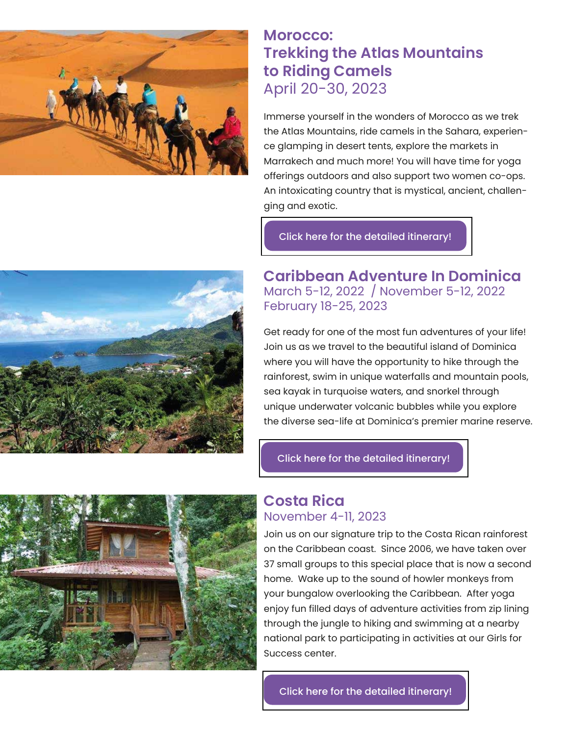## Morocco: Trekking the Atlas Mountains to Riding Camels

April 20-30, 2023

Immerse yourself in the wonders of Morocco as we trek the Atlas Mountains, ride camels in the Sahara, experience glamping in desert tents, explore the markets in Marrakech and much more! You will have time for yoga offerings outdoors and also support two women co-ops. An intoxicating country that is mystical, ancient, challenging and exotic.

Click here for the detailed itinerary!

## Caribbean Adventure In Dominica

March 5-12, 2022 / November 5-12, 2022
February 18-25, 2023

Get ready for one of the most fun adventures of your life! Join us as we travel to the beautiful island of Dominica where you will have the opportunity to hike through the rainforest, swim in unique waterfalls and mountain pools, sea kayak in turquoise waters, and snorkel through unique underwater volcanic bubbles while you explore the diverse sea-life at Dominica's premier marine reserve.

Click here for the detailed itinerary!

## Costa Rica

November 4-11, 2023

Join us on our signature trip to the Costa Rican rainforest on the Caribbean coast. Since 2006, we have taken over 37 small groups to this special place that is now a second home. Wake up to the sound of howler monkeys from your bungalow overlooking the Caribbean. After yoga enjoy fun filled days of adventure activities from zip lining through the jungle to hiking and swimming at a nearby national park to participating in activities at our Girls for Success center.

Click here for the detailed itinerary!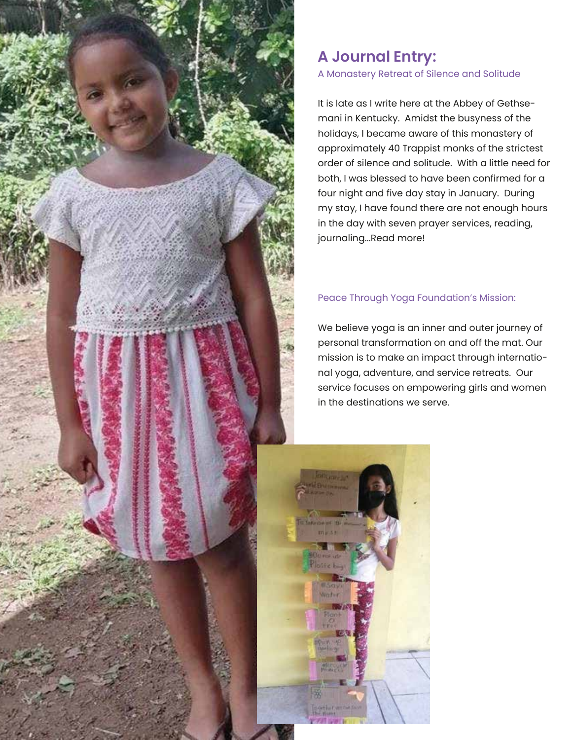## A Journal Entry:

A Monastery Retreat of Silence and Solitude

It is late as I write here at the Abbey of Gethsemani in Kentucky. Amidst the busyness of the holidays, I became aware of this monastery of approximately 40 Trappist monks of the strictest order of silence and solitude. With a little need for both, I was blessed to have been confirmed for a four night and five day stay in January. During my stay, I have found there are not enough hours in the day with seven prayer services, reading, journaling...Read more!

Peace Through Yoga Foundation's Mission:

We believe yoga is an inner and outer journey of personal transformation on and off the mat. Our mission is to make an impact through international yoga, adventure, and service retreats. Our service focuses on empowering girls and women in the destinations we serve.